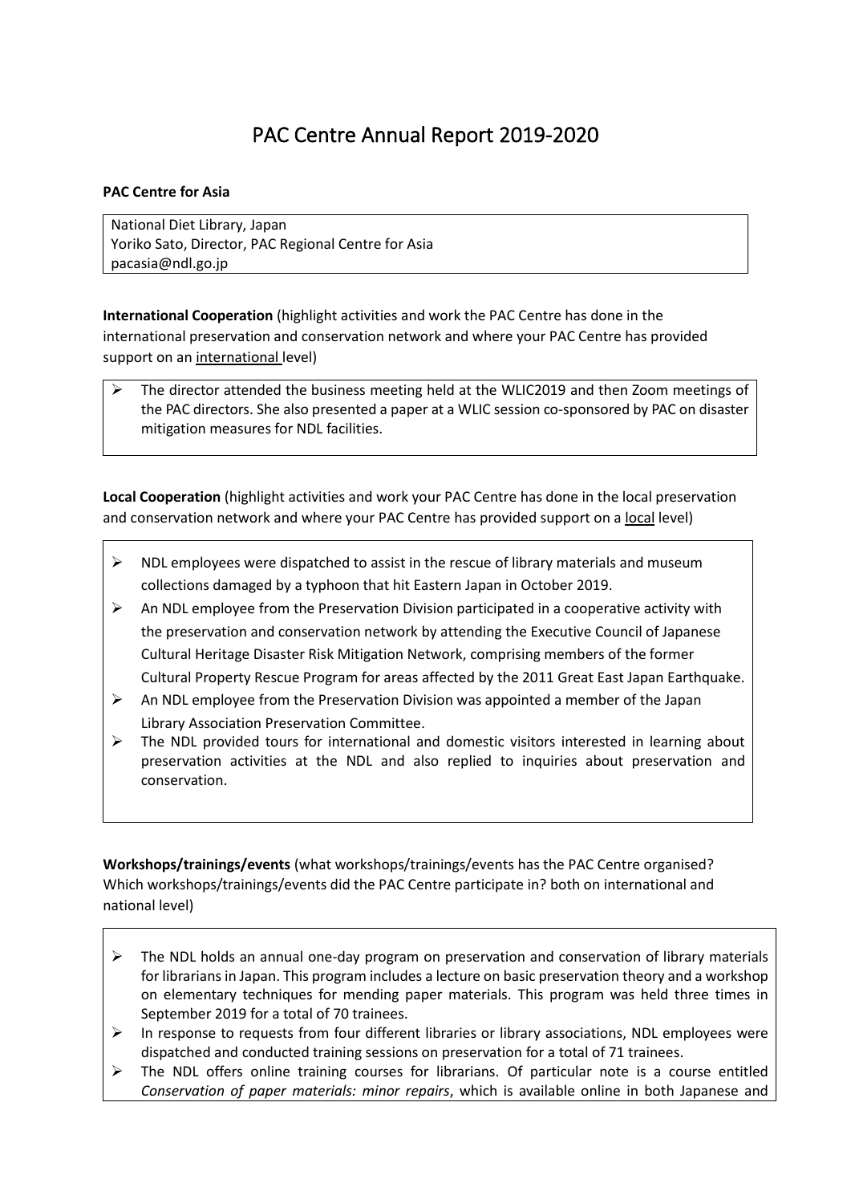# PAC Centre Annual Report 2019-2020

**PAC Centre for Asia**

National Diet Library, Japan
Yoriko Sato, Director, PAC Regional Centre for Asia
pacasia@ndl.go.jp

**International Cooperation** (highlight activities and work the PAC Centre has done in the international preservation and conservation network and where your PAC Centre has provided support on an international level)

- The director attended the business meeting held at the WLIC2019 and then Zoom meetings of the PAC directors. She also presented a paper at a WLIC session co-sponsored by PAC on disaster mitigation measures for NDL facilities.

**Local Cooperation** (highlight activities and work your PAC Centre has done in the local preservation and conservation network and where your PAC Centre has provided support on a local level)

- NDL employees were dispatched to assist in the rescue of library materials and museum collections damaged by a typhoon that hit Eastern Japan in October 2019.
- An NDL employee from the Preservation Division participated in a cooperative activity with the preservation and conservation network by attending the Executive Council of Japanese Cultural Heritage Disaster Risk Mitigation Network, comprising members of the former Cultural Property Rescue Program for areas affected by the 2011 Great East Japan Earthquake.
- An NDL employee from the Preservation Division was appointed a member of the Japan Library Association Preservation Committee.
- The NDL provided tours for international and domestic visitors interested in learning about preservation activities at the NDL and also replied to inquiries about preservation and conservation.

**Workshops/trainings/events** (what workshops/trainings/events has the PAC Centre organised? Which workshops/trainings/events did the PAC Centre participate in? both on international and national level)

- The NDL holds an annual one-day program on preservation and conservation of library materials for librarians in Japan. This program includes a lecture on basic preservation theory and a workshop on elementary techniques for mending paper materials. This program was held three times in September 2019 for a total of 70 trainees.
- In response to requests from four different libraries or library associations, NDL employees were dispatched and conducted training sessions on preservation for a total of 71 trainees.
- The NDL offers online training courses for librarians. Of particular note is a course entitled *Conservation of paper materials: minor repairs*, which is available online in both Japanese and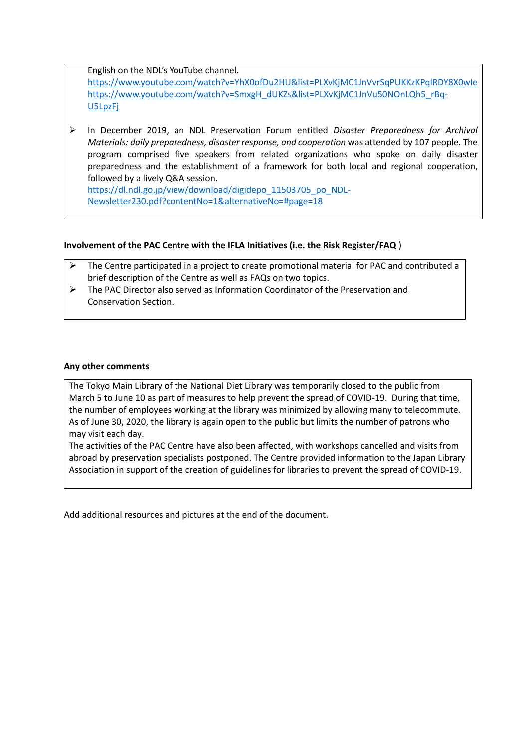English on the NDL's YouTube channel.
https://www.youtube.com/watch?v=YhX0ofDu2HU&list=PLXvKjMC1JnVvrSqPUKKzKPqlRDY8X0wIe
https://www.youtube.com/watch?v=SmxgH_dUKZs&list=PLXvKjMC1JnVu50NOnLQh5_rBq-U5LpzFj

- In December 2019, an NDL Preservation Forum entitled *Disaster Preparedness for Archival Materials: daily preparedness, disaster response, and cooperation* was attended by 107 people. The program comprised five speakers from related organizations who spoke on daily disaster preparedness and the establishment of a framework for both local and regional cooperation, followed by a lively Q&A session.
https://dl.ndl.go.jp/view/download/digidepo_11503705_po_NDL-Newsletter230.pdf?contentNo=1&alternativeNo=#page=18

**Involvement of the PAC Centre with the IFLA Initiatives (i.e. the Risk Register/FAQ )**

- The Centre participated in a project to create promotional material for PAC and contributed a brief description of the Centre as well as FAQs on two topics.
- The PAC Director also served as Information Coordinator of the Preservation and Conservation Section.

**Any other comments**

The Tokyo Main Library of the National Diet Library was temporarily closed to the public from March 5 to June 10 as part of measures to help prevent the spread of COVID-19. During that time, the number of employees working at the library was minimized by allowing many to telecommute. As of June 30, 2020, the library is again open to the public but limits the number of patrons who may visit each day.
The activities of the PAC Centre have also been affected, with workshops cancelled and visits from abroad by preservation specialists postponed. The Centre provided information to the Japan Library Association in support of the creation of guidelines for libraries to prevent the spread of COVID-19.

Add additional resources and pictures at the end of the document.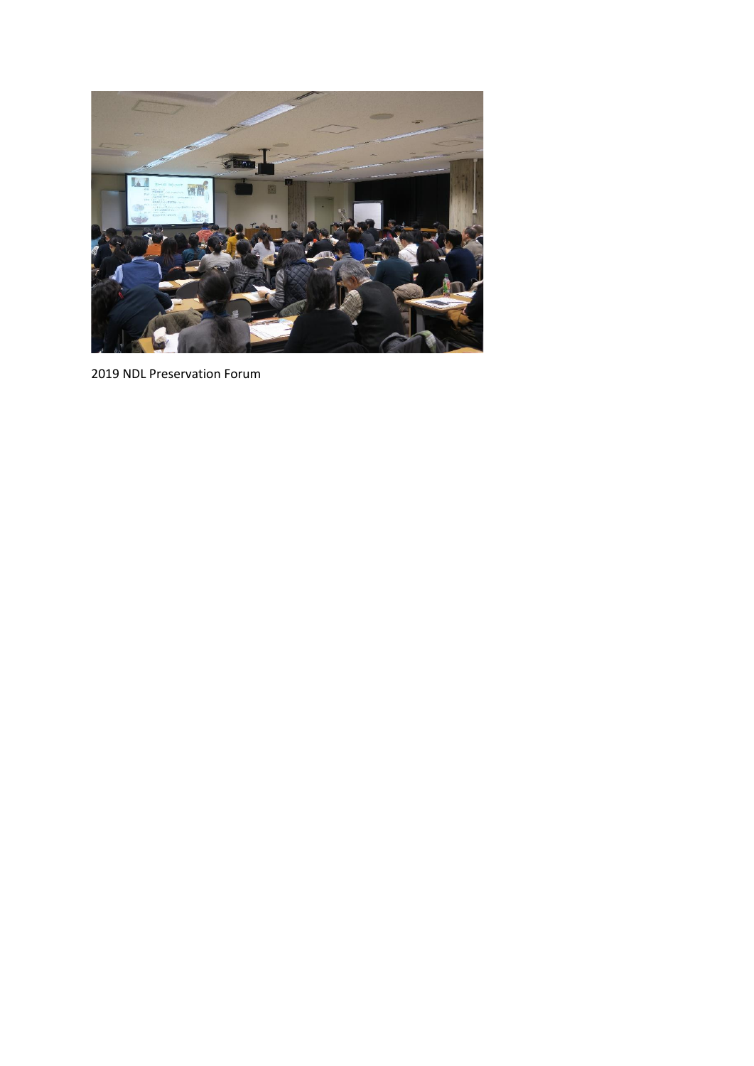2019 NDL Preservation Forum